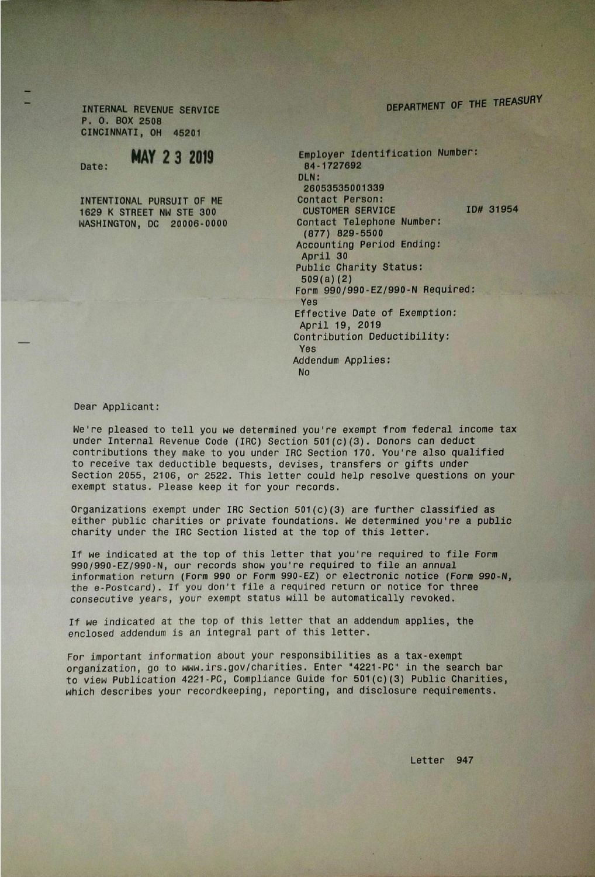INTERNAL REVENUE SERVICE
P. O. BOX 2508
CINCINNATI, OH 45201

DEPARTMENT OF THE TREASURY

Date: **MAY 23 2019**

INTENTIONAL PURSUIT OF ME
1629 K STREET NW STE 300
WASHINGTON, DC 20006-0000

Employer Identification Number:
84-1727692
DLN:
26053535001339
Contact Person:
CUSTOMER SERVICE ID# 31954
Contact Telephone Number:
(877) 829-5500
Accounting Period Ending:
April 30
Public Charity Status:
509(a)(2)
Form 990/990-EZ/990-N Required:
Yes
Effective Date of Exemption:
April 19, 2019
Contribution Deductibility:
Yes
Addendum Applies:
No

Dear Applicant:

We're pleased to tell you we determined you're exempt from federal income tax under Internal Revenue Code (IRC) Section 501(c)(3). Donors can deduct contributions they make to you under IRC Section 170. You're also qualified to receive tax deductible bequests, devises, transfers or gifts under Section 2055, 2106, or 2522. This letter could help resolve questions on your exempt status. Please keep it for your records.

Organizations exempt under IRC Section 501(c)(3) are further classified as either public charities or private foundations. We determined you're a public charity under the IRC Section listed at the top of this letter.

If we indicated at the top of this letter that you're required to file Form 990/990-EZ/990-N, our records show you're required to file an annual information return (Form 990 or Form 990-EZ) or electronic notice (Form 990-N, the e-Postcard). If you don't file a required return or notice for three consecutive years, your exempt status will be automatically revoked.

If we indicated at the top of this letter that an addendum applies, the enclosed addendum is an integral part of this letter.

For important information about your responsibilities as a tax-exempt organization, go to www.irs.gov/charities. Enter "4221-PC" in the search bar to view Publication 4221-PC, Compliance Guide for 501(c)(3) Public Charities, which describes your recordkeeping, reporting, and disclosure requirements.

Letter 947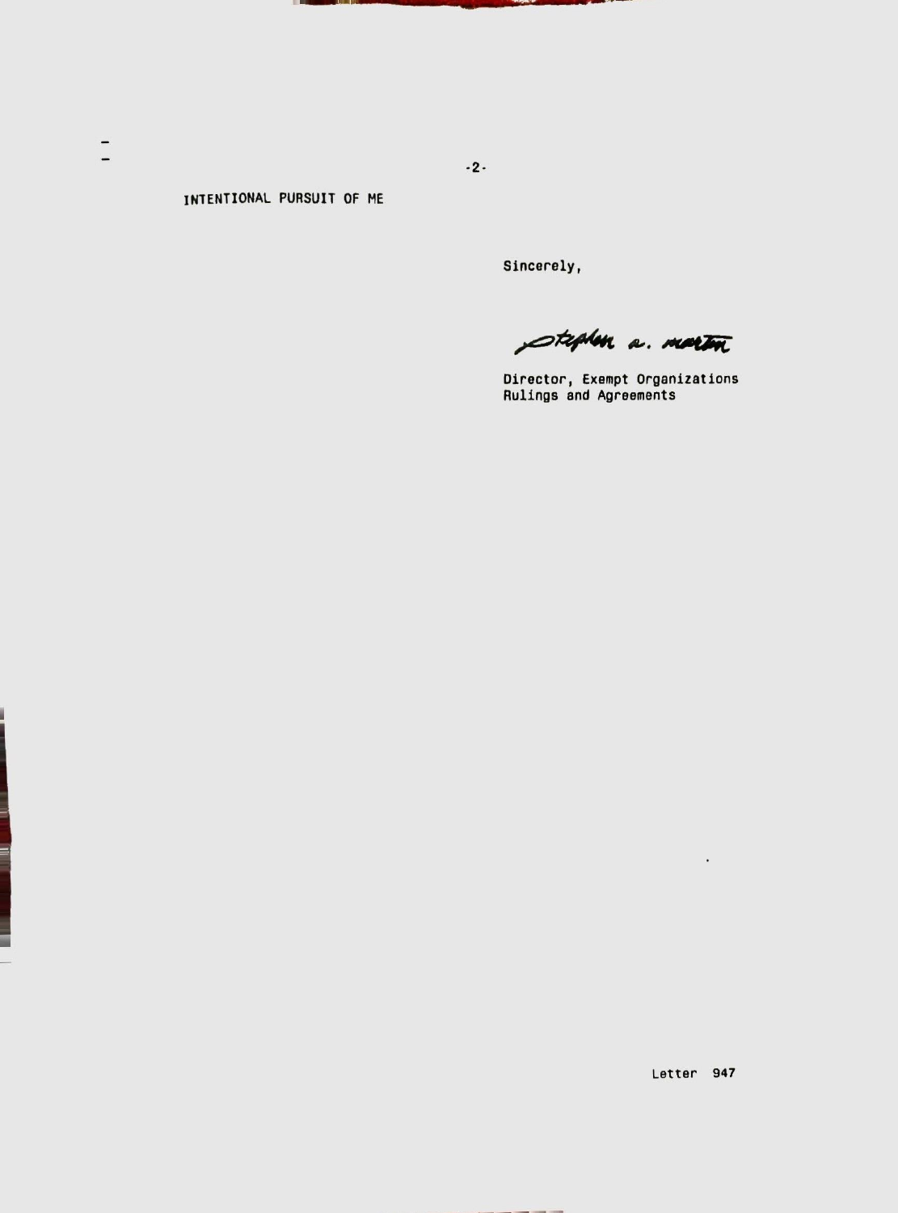INTENTIONAL PURSUIT OF ME

Sincerely,

stephen a. martin

Director, Exempt Organizations
Rulings and Agreements

Letter 947